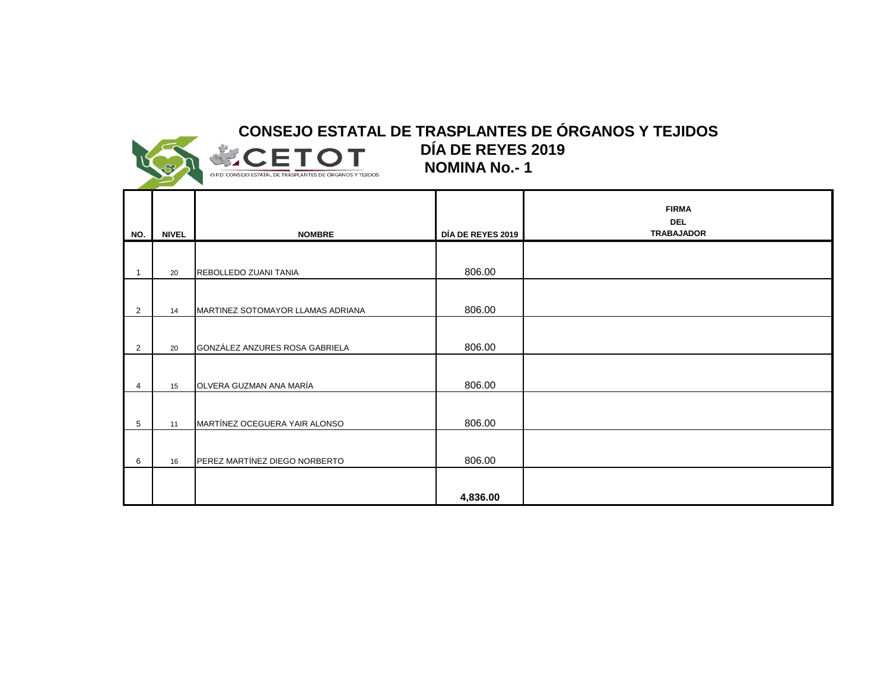# CONSEJO ESTATAL DE TRASPLANTES DE ÓRGANOS Y TEJIDOS

CETOT

O.P.D. CONSEJO ESTATAL DE TRASPLANTES DE ÓRGANOS Y TEJIDOS

## DÍA DE REYES 2019

## NOMINA No.- 1

| NO. | NIVEL | NOMBRE | DÍA DE REYES 2019 | FIRMA DEL TRABAJADOR |
|---|---|---|---|---|
| 1 | 20 | REBOLLEDO ZUANI TANIA | 806.00 | |
| 2 | 14 | MARTINEZ SOTOMAYOR LLAMAS ADRIANA | 806.00 | |
| 2 | 20 | GONZÁLEZ ANZURES ROSA GABRIELA | 806.00 | |
| 4 | 15 | OLVERA GUZMAN ANA MARÍA | 806.00 | |
| 5 | 11 | MARTÍNEZ OCEGUERA YAIR ALONSO | 806.00 | |
| 6 | 16 | PEREZ MARTÍNEZ DIEGO NORBERTO | 806.00 | |
| | | | **4,836.00** | |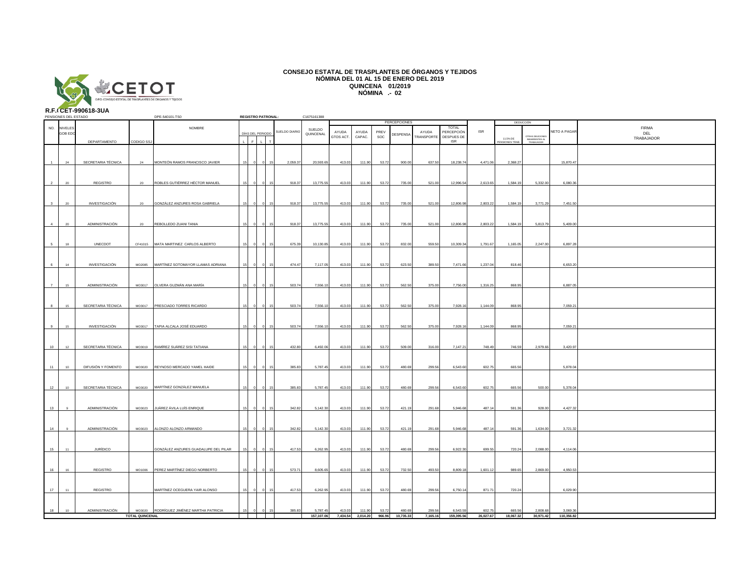# CONSEJO ESTATAL DE TRASPLANTES DE ÓRGANOS Y TEJIDOS

## NÓMINA DEL 01 AL 15 DE ENERO DEL 2019

## QUINCENA 01/2019

## NÓMINA .- 02

CETOT
O.P.D. CONSEJO ESTATAL DE TRASPLANTES DE ÓRGANOS Y TEJIDOS

**R.F.(CET-990618-3UA**

PENSIONES DEL ESTADO DPE-540101-TS0 **REGISTRO PATRONAL:** C1675161388

| NO. | NIVELES GOB EDO | DEPARTAMENTO | CODIGO SSJ | NOMBRE | DÍAS DEL PERIODO L | F | L | T | SUELDO DIARIO | SUELDO QUINCENAL | PERCEPCIONES AYUDA GTOS ACT. | AYUDA CAPAC. | PREV SOC | DESPENSA | AYUDA TRANSPORTE | TOTAL PERCEPCIÓN DESPUES DE ISR | ISR | DEDUCCIÓN 11.5% DE PENSIONES TRAB. | OTRAS DEDUCCIONES INHERENTES AL TRABAJADOR | NETO A PAGAR | FIRMA DEL TRABAJADOR |
|---|---|---|---|---|---|---|---|---|---|---|---|---|---|---|---|---|---|---|---|---|---|
| 1 | 24 | SECRETARIA TÉCNICA | 24 | MONTEÓN RAMOS FRANCISCO JAVIER | 15 | 0 | 0 | 15 | 2,059.37 | 20,593.65 | 413.03 | 111.90 | 53.72 | 900.00 | 637.50 | 18,238.74 | 4,471.06 | 2,368.27 | | 15,870.47 | |
| 2 | 20 | REGISTRO | 20 | ROBLES GUTIÉRREZ HÉCTOR MANUEL | 15 | 0 | 0 | 15 | 918.37 | 13,775.55 | 413.03 | 111.90 | 53.72 | 735.00 | 521.00 | 12,996.54 | 2,613.65 | 1,584.19 | 5,332.00 | 6,080.36 | |
| 3 | 20 | INVESTIGACIÓN | 20 | GONZÁLEZ ANZURES ROSA GABRIELA | 15 | 0 | 0 | 15 | 918.37 | 13,775.55 | 413.03 | 111.90 | 53.72 | 735.00 | 521.00 | 12,806.98 | 2,803.22 | 1,584.19 | 3,771.29 | 7,451.50 | |
| 4 | 20 | ADMINISTRACIÓN | 20 | REBOLLEDO ZUANI TANIA | 15 | 0 | 0 | 15 | 918.37 | 13,775.55 | 413.03 | 111.90 | 53.72 | 735.00 | 521.00 | 12,806.98 | 2,803.22 | 1,584.19 | 5,813.79 | 5,409.00 | |
| 5 | 18 | UNECDOT | CF41015 | MATA MARTINEZ CARLOS ALBERTO | 15 | 0 | 0 | 15 | 675.39 | 10,130.85 | 413.03 | 111.90 | 53.72 | 832.00 | 559.50 | 10,309.34 | 1,791.67 | 1,165.05 | 2,247.00 | 6,897.28 | |
| 6 | 14 | INVESTIGACIÓN | MO2085 | MARTÍNEZ SOTOMAYOR LLAMAS ADRIANA | 15 | 0 | 0 | 15 | 474.47 | 7,117.05 | 413.03 | 111.90 | 53.72 | 623.50 | 389.50 | 7,471.66 | 1,237.04 | 818.46 | | 6,653.20 | |
| 7 | 15 | ADMINISTRACIÓN | MO3017 | OLVERA GUZMÁN ANA MARÍA | 15 | 0 | 0 | 15 | 503.74 | 7,556.10 | 413.03 | 111.90 | 53.72 | 562.50 | 375.00 | 7,756.00 | 1,316.25 | 868.95 | | 6,887.05 | |
| 8 | 15 | SECRETARIA TÉCNICA | MO3017 | PRESCIADO TORRES RICARDO | 15 | 0 | 0 | 15 | 503.74 | 7,556.10 | 413.03 | 111.90 | 53.72 | 562.50 | 375.00 | 7,928.16 | 1,144.09 | 868.95 | | 7,059.21 | |
| 9 | 15 | INVESTIGACIÓN | MO3017 | TAPIA ALCALA JOSÉ EDUARDO | 15 | 0 | 0 | 15 | 503.74 | 7,556.10 | 413.03 | 111.90 | 53.72 | 562.50 | 375.00 | 7,928.16 | 1,144.09 | 868.95 | | 7,059.21 | |
| 10 | 12 | SECRETARIA TÉCNICA | MO3019 | RAMÍREZ SUÁREZ SISI TATIANA | 15 | 0 | 0 | 15 | 432.80 | 6,492.06 | 413.03 | 111.90 | 53.72 | 509.00 | 316.00 | 7,147.21 | 748.49 | 746.59 | 2,979.66 | 3,420.97 | |
| 11 | 10 | DIFUSIÓN Y FOMENTO | MO3020 | REYNOSO MERCADO YAMEL HAIDE | 15 | 0 | 0 | 15 | 385.83 | 5,787.45 | 413.03 | 111.90 | 53.72 | 480.69 | 299.56 | 6,543.60 | 602.75 | 665.56 | | 5,878.04 | |
| 12 | 10 | SECRETARIA TÉCNICA | MO3020 | MARTÍNEZ GONZÁLEZ MANUELA | 15 | 0 | 0 | 15 | 385.83 | 5,787.45 | 413.03 | 111.90 | 53.72 | 480.69 | 299.56 | 6,543.60 | 602.75 | 665.56 | 500.00 | 5,378.04 | |
| 13 | 9 | ADMINISTRACIÓN | MO3023 | JUÁREZ ÁVILA LUÍS ENRIQUE | 15 | 0 | 0 | 15 | 342.82 | 5,142.30 | 413.03 | 111.90 | 53.72 | 421.19 | 291.68 | 5,946.68 | 487.14 | 591.36 | 928.00 | 4,427.32 | |
| 14 | 9 | ADMINISTRACIÓN | MO3023 | ALONZO ALONZO ARMANDO | 15 | 0 | 0 | 15 | 342.82 | 5,142.30 | 413.03 | 111.90 | 53.72 | 421.19 | 291.68 | 5,946.68 | 487.14 | 591.36 | 1,634.00 | 3,721.32 | |
| 15 | 11 | JURÍDICO | | GONZÁLEZ ANZURES GUADALUPE DEL PILAR | 15 | 0 | 0 | 15 | 417.53 | 6,262.95 | 413.03 | 111.90 | 53.72 | 480.69 | 299.56 | 6,922.30 | 699.55 | 720.24 | 2,088.00 | 4,114.06 | |
| 16 | 16 | REGISTRO | MO1006 | PEREZ MARTÍNEZ DIEGO NORBERTO | 15 | 0 | 0 | 15 | 573.71 | 8,605.65 | 413.03 | 111.90 | 53.72 | 732.50 | 493.50 | 8,809.18 | 1,601.12 | 989.65 | 2,869.00 | 4,950.53 | |
| 17 | 11 | REGISTRO | | MARTÍNEZ OCEGUERA YAIR ALONSO | 15 | 0 | 0 | 15 | 417.53 | 6,262.95 | 413.03 | 111.90 | 53.72 | 480.69 | 299.56 | 6,750.14 | 871.71 | 720.24 | | 6,029.90 | |
| 18 | 10 | ADMINISTRACIÓN | MO3020 | RODRÍGUEZ JIMÉNEZ MARTHA PATRICIA | 15 | 0 | 0 | 15 | 385.83 | 5,787.45 | 413.03 | 111.90 | 53.72 | 480.69 | 299.56 | 6,543.59 | 602.75 | 665.56 | 2,808.68 | 3,069.36 | |
| | | | TOTAL QUINCENAL | | | | | | | 157,107.06 | 7,434.54 | 2,014.20 | 966.96 | 10,735.33 | 7,165.16 | 159,395.56 | 26,027.67 | 18,067.32 | 30,971.42 | 110,356.82 | |